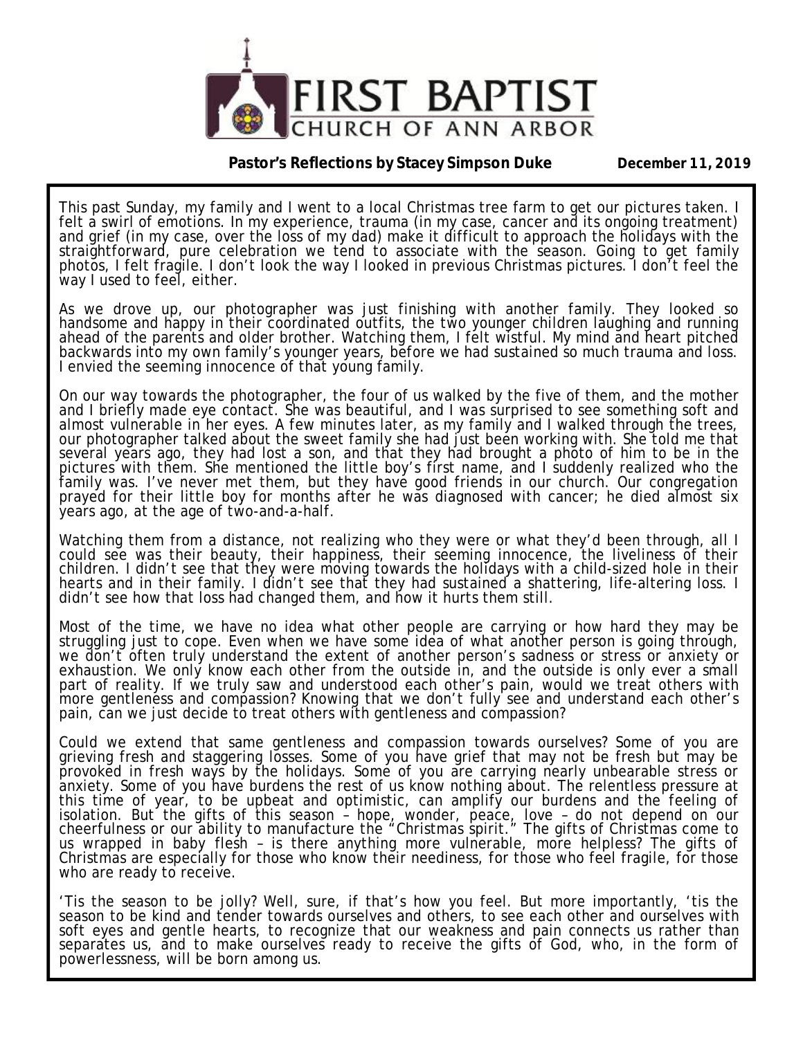# FIRST BAPTIST CHURCH OF ANN ARBOR

**Pastor's Reflections by Stacey Simpson Duke** **December 11, 2019**

This past Sunday, my family and I went to a local Christmas tree farm to get our pictures taken. I felt a swirl of emotions. In my experience, trauma (in my case, cancer and its ongoing treatment) and grief (in my case, over the loss of my dad) make it difficult to approach the holidays with the straightforward, pure celebration we tend to associate with the season. Going to get family photos, I felt fragile. I don't look the way I looked in previous Christmas pictures. I don't feel the way I used to feel, either.

As we drove up, our photographer was just finishing with another family. They looked so handsome and happy in their coordinated outfits, the two younger children laughing and running ahead of the parents and older brother. Watching them, I felt wistful. My mind and heart pitched backwards into my own family's younger years, before we had sustained so much trauma and loss. I envied the seeming innocence of that young family.

On our way towards the photographer, the four of us walked by the five of them, and the mother and I briefly made eye contact. She was beautiful, and I was surprised to see something soft and almost vulnerable in her eyes. A few minutes later, as my family and I walked through the trees, our photographer talked about the sweet family she had just been working with. She told me that several years ago, they had lost a son, and that they had brought a photo of him to be in the pictures with them. She mentioned the little boy's first name, and I suddenly realized who the family was. I've never met them, but they have good friends in our church. Our congregation prayed for their little boy for months after he was diagnosed with cancer; he died almost six years ago, at the age of two-and-a-half.

Watching them from a distance, not realizing who they were or what they'd been through, all I could see was their beauty, their happiness, their seeming innocence, the liveliness of their children. I didn't see that they were moving towards the holidays with a child-sized hole in their hearts and in their family. I didn't see that they had sustained a shattering, life-altering loss. I didn't see how that loss had changed them, and how it hurts them still.

Most of the time, we have no idea what other people are carrying or how hard they may be struggling just to cope. Even when we have some idea of what another person is going through, we don't often truly understand the extent of another person's sadness or stress or anxiety or exhaustion. We only know each other from the outside in, and the outside is only ever a small part of reality. If we truly saw and understood each other's pain, would we treat others with more gentleness and compassion? Knowing that we don't fully see and understand each other's pain, can we just decide to treat others with gentleness and compassion?

Could we extend that same gentleness and compassion towards ourselves? Some of you are grieving fresh and staggering losses. Some of you have grief that may not be fresh but may be provoked in fresh ways by the holidays. Some of you are carrying nearly unbearable stress or anxiety. Some of you have burdens the rest of us know nothing about. The relentless pressure at this time of year, to be upbeat and optimistic, can amplify our burdens and the feeling of isolation. But the gifts of this season – hope, wonder, peace, love – do not depend on our cheerfulness or our ability to manufacture the "Christmas spirit." The gifts of Christmas come to us wrapped in baby flesh – is there anything more vulnerable, more helpless? The gifts of Christmas are especially for those who know their neediness, for those who feel fragile, for those who are ready to receive.

'Tis the season to be jolly? Well, sure, if that's how you feel. But more importantly, 'tis the season to be kind and tender towards ourselves and others, to see each other and ourselves with soft eyes and gentle hearts, to recognize that our weakness and pain connects us rather than separates us, and to make ourselves ready to receive the gifts of God, who, in the form of powerlessness, will be born among us.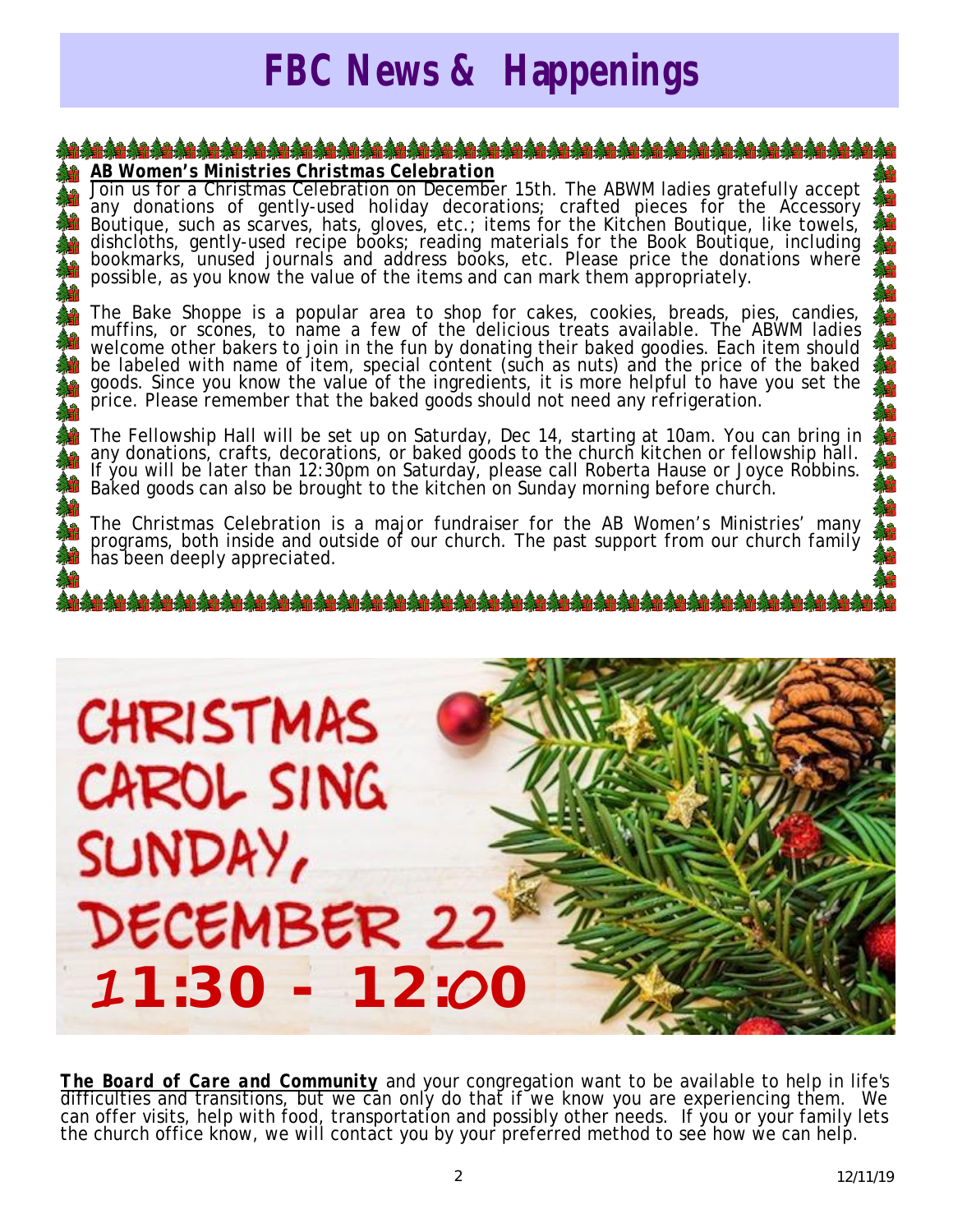# FBC News & Happenings

***AB Women's Ministries Christmas Celebration***

Join us for a Christmas Celebration on December 15th. The ABWM ladies gratefully accept any donations of gently-used holiday decorations; crafted pieces for the Accessory Boutique, such as scarves, hats, gloves, etc.; items for the Kitchen Boutique, like towels, dishcloths, gently-used recipe books; reading materials for the Book Boutique, including bookmarks, unused journals and address books, etc. Please price the donations where possible, as you know the value of the items and can mark them appropriately.

The Bake Shoppe is a popular area to shop for cakes, cookies, breads, pies, candies, muffins, or scones, to name a few of the delicious treats available. The ABWM ladies welcome other bakers to join in the fun by donating their baked goodies. Each item should be labeled with name of item, special content (such as nuts) and the price of the baked goods. Since you know the value of the ingredients, it is more helpful to have you set the price. Please remember that the baked goods should not need any refrigeration.

The Fellowship Hall will be set up on Saturday, Dec 14, starting at 10am. You can bring in any donations, crafts, decorations, or baked goods to the church kitchen or fellowship hall. If you will be later than 12:30pm on Saturday, please call Roberta Hause or Joyce Robbins. Baked goods can also be brought to the kitchen on Sunday morning before church.

The Christmas Celebration is a major fundraiser for the AB Women's Ministries' many programs, both inside and outside of our church. The past support from our church family has been deeply appreciated.

**CHRISTMAS CAROL SING SUNDAY, DECEMBER 22**
**11:30 - 12:00**

***The Board of Care and Community*** and your congregation want to be available to help in life's difficulties and transitions, but we can only do that if we know you are experiencing them. We can offer visits, help with food, transportation and possibly other needs. If you or your family lets the church office know, we will contact you by your preferred method to see how we can help.

12/11/19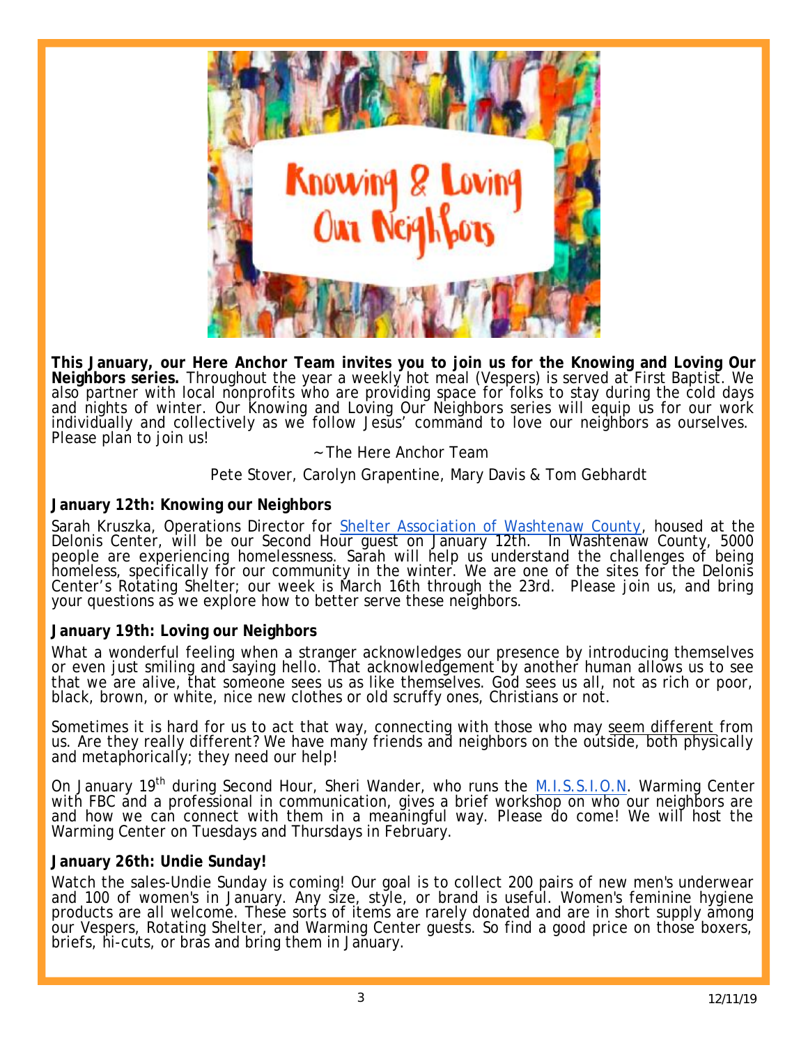**This January, our Here Anchor Team invites you to join us for the Knowing and Loving Our Neighbors series.** Throughout the year a weekly hot meal (Vespers) is served at First Baptist. We also partner with local nonprofits who are providing space for folks to stay during the cold days and nights of winter. Our Knowing and Loving Our Neighbors series will equip us for our work individually and collectively as we follow Jesus' command to love our neighbors as ourselves. Please plan to join us!

~ The Here Anchor Team

Pete Stover, Carolyn Grapentine, Mary Davis & Tom Gebhardt

**January 12th: Knowing our Neighbors**

Sarah Kruszka, Operations Director for Shelter Association of Washtenaw County, housed at the Delonis Center, will be our Second Hour guest on January 12th. In Washtenaw County, 5000 people are experiencing homelessness. Sarah will help us understand the challenges of being homeless, specifically for our community in the winter. We are one of the sites for the Delonis Center's Rotating Shelter; our week is March 16th through the 23rd. Please join us, and bring your questions as we explore how to better serve these neighbors.

**January 19th: Loving our Neighbors**

What a wonderful feeling when a stranger acknowledges our presence by introducing themselves or even just smiling and saying hello. That acknowledgement by another human allows us to see that we are alive, that someone sees us as like themselves. God sees us all, not as rich or poor, black, brown, or white, nice new clothes or old scruffy ones, Christians or not.

Sometimes it is hard for us to act that way, connecting with those who may seem different from us. Are they really different? We have many friends and neighbors on the outside, both physically and metaphorically; they need our help!

On January 19th during Second Hour, Sheri Wander, who runs the M.I.S.S.I.O.N. Warming Center with FBC and a professional in communication, gives a brief workshop on who our neighbors are and how we can connect with them in a meaningful way. Please do come! We will host the Warming Center on Tuesdays and Thursdays in February.

**January 26th: Undie Sunday!**

Watch the sales-Undie Sunday is coming! Our goal is to collect 200 pairs of new men's underwear and 100 of women's in January. Any size, style, or brand is useful. Women's feminine hygiene products are all welcome. These sorts of items are rarely donated and are in short supply among our Vespers, Rotating Shelter, and Warming Center guests. So find a good price on those boxers, briefs, hi-cuts, or bras and bring them in January.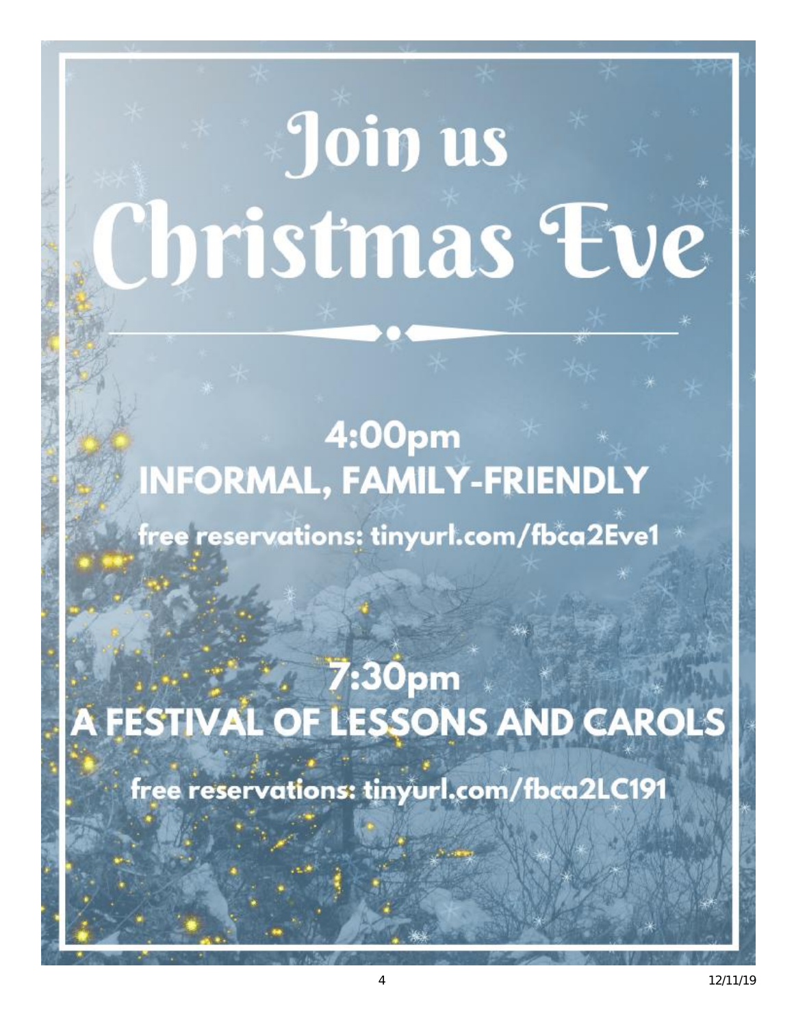# Join us Christmas Eve

## 4:00pm
## INFORMAL, FAMILY-FRIENDLY

free reservations: tinyurl.com/fbca2Eve1

## 7:30pm
## A FESTIVAL OF LESSONS AND CAROLS

free reservations: tinyurl.com/fbca2LC191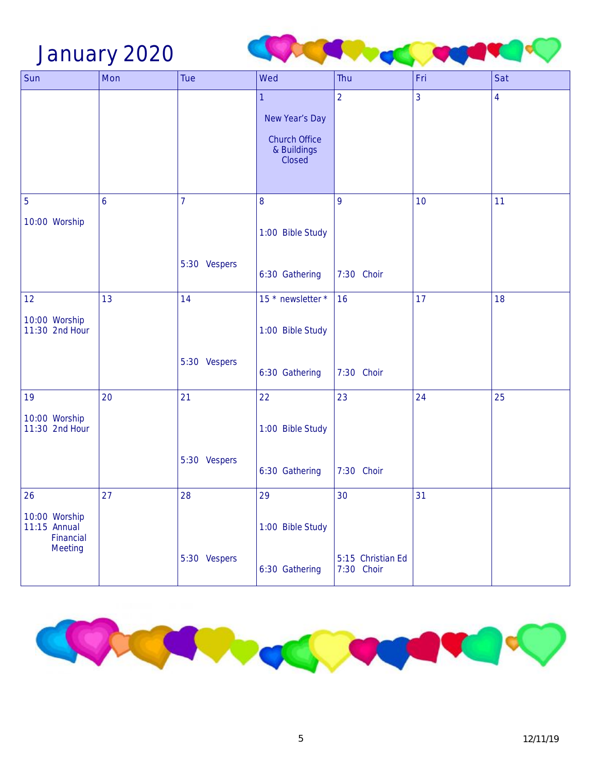# January 2020

| Sun | Mon | Tue | Wed | Thu | Fri | Sat |
|---|---|---|---|---|---|---|
| | | | 1 New Year's Day Church Office & Buildings Closed | 2 | 3 | 4 |
| 5 10:00 Worship | 6 | 7 5:30 Vespers | 8 1:00 Bible Study 6:30 Gathering | 9 7:30 Choir | 10 | 11 |
| 12 10:00 Worship 11:30 2nd Hour | 13 | 14 5:30 Vespers | 15 * newsletter * 1:00 Bible Study 6:30 Gathering | 16 7:30 Choir | 17 | 18 |
| 19 10:00 Worship 11:30 2nd Hour | 20 | 21 5:30 Vespers | 22 1:00 Bible Study 6:30 Gathering | 23 7:30 Choir | 24 | 25 |
| 26 10:00 Worship 11:15 Annual Financial Meeting | 27 | 28 5:30 Vespers | 29 1:00 Bible Study 6:30 Gathering | 30 5:15 Christian Ed 7:30 Choir | 31 | |

12/11/19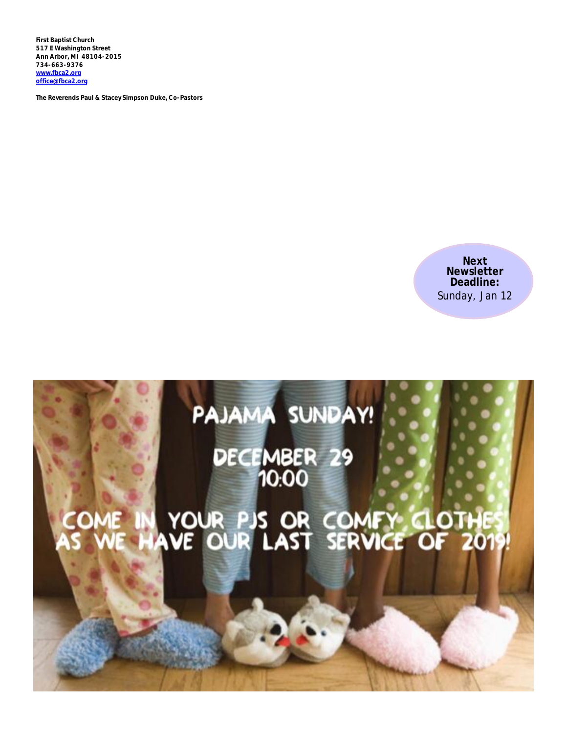**First Baptist Church**
**517 E Washington Street**
**Ann Arbor, MI 48104-2015**
**734-663-9376**
**www.fbca2.org**
**office@fbca2.org**

**The Reverends Paul & Stacey Simpson Duke, Co-Pastors**

**Next Newsletter Deadline:**
Sunday, Jan 12

PAJAMA SUNDAY!

DECEMBER 29
10:00

COME IN YOUR PJS OR COMFY CLOTHES AS WE HAVE OUR LAST SERVICE OF 2019!